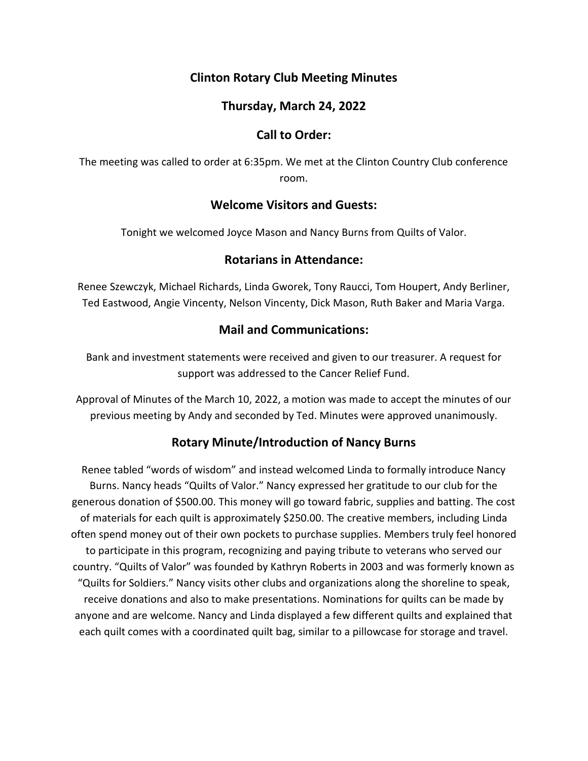# Clinton Rotary Club Meeting Minutes

## Thursday, March 24, 2022

## Call to Order:

The meeting was called to order at 6:35pm. We met at the Clinton Country Club conference room.

## Welcome Visitors and Guests:

Tonight we welcomed Joyce Mason and Nancy Burns from Quilts of Valor.

## Rotarians in Attendance:

Renee Szewczyk, Michael Richards, Linda Gworek, Tony Raucci, Tom Houpert, Andy Berliner, Ted Eastwood, Angie Vincenty, Nelson Vincenty, Dick Mason, Ruth Baker and Maria Varga.

## Mail and Communications:

Bank and investment statements were received and given to our treasurer. A request for support was addressed to the Cancer Relief Fund.

Approval of Minutes of the March 10, 2022, a motion was made to accept the minutes of our previous meeting by Andy and seconded by Ted. Minutes were approved unanimously.

## Rotary Minute/Introduction of Nancy Burns

Renee tabled "words of wisdom" and instead welcomed Linda to formally introduce Nancy Burns. Nancy heads "Quilts of Valor." Nancy expressed her gratitude to our club for the generous donation of $500.00. This money will go toward fabric, supplies and batting. The cost of materials for each quilt is approximately $250.00. The creative members, including Linda often spend money out of their own pockets to purchase supplies. Members truly feel honored to participate in this program, recognizing and paying tribute to veterans who served our country. "Quilts of Valor" was founded by Kathryn Roberts in 2003 and was formerly known as "Quilts for Soldiers." Nancy visits other clubs and organizations along the shoreline to speak, receive donations and also to make presentations. Nominations for quilts can be made by anyone and are welcome. Nancy and Linda displayed a few different quilts and explained that each quilt comes with a coordinated quilt bag, similar to a pillowcase for storage and travel.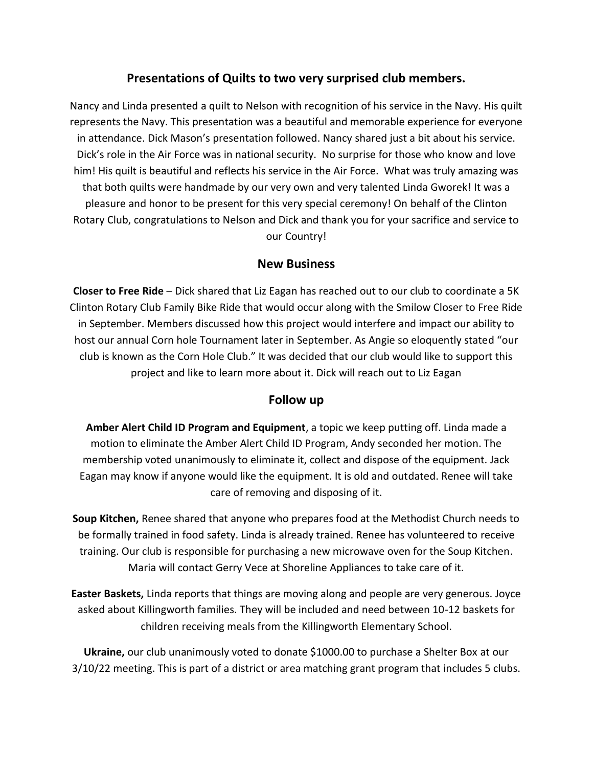## Presentations of Quilts to two very surprised club members.

Nancy and Linda presented a quilt to Nelson with recognition of his service in the Navy. His quilt represents the Navy. This presentation was a beautiful and memorable experience for everyone in attendance. Dick Mason's presentation followed. Nancy shared just a bit about his service. Dick's role in the Air Force was in national security. No surprise for those who know and love him! His quilt is beautiful and reflects his service in the Air Force. What was truly amazing was that both quilts were handmade by our very own and very talented Linda Gworek! It was a pleasure and honor to be present for this very special ceremony! On behalf of the Clinton Rotary Club, congratulations to Nelson and Dick and thank you for your sacrifice and service to our Country!

## New Business

**Closer to Free Ride** – Dick shared that Liz Eagan has reached out to our club to coordinate a 5K Clinton Rotary Club Family Bike Ride that would occur along with the Smilow Closer to Free Ride in September. Members discussed how this project would interfere and impact our ability to host our annual Corn hole Tournament later in September. As Angie so eloquently stated "our club is known as the Corn Hole Club." It was decided that our club would like to support this project and like to learn more about it. Dick will reach out to Liz Eagan

## Follow up

**Amber Alert Child ID Program and Equipment**, a topic we keep putting off. Linda made a motion to eliminate the Amber Alert Child ID Program, Andy seconded her motion. The membership voted unanimously to eliminate it, collect and dispose of the equipment. Jack Eagan may know if anyone would like the equipment. It is old and outdated. Renee will take care of removing and disposing of it.

**Soup Kitchen,** Renee shared that anyone who prepares food at the Methodist Church needs to be formally trained in food safety. Linda is already trained. Renee has volunteered to receive training. Our club is responsible for purchasing a new microwave oven for the Soup Kitchen. Maria will contact Gerry Vece at Shoreline Appliances to take care of it.

**Easter Baskets,** Linda reports that things are moving along and people are very generous. Joyce asked about Killingworth families. They will be included and need between 10-12 baskets for children receiving meals from the Killingworth Elementary School.

**Ukraine,** our club unanimously voted to donate $1000.00 to purchase a Shelter Box at our 3/10/22 meeting. This is part of a district or area matching grant program that includes 5 clubs.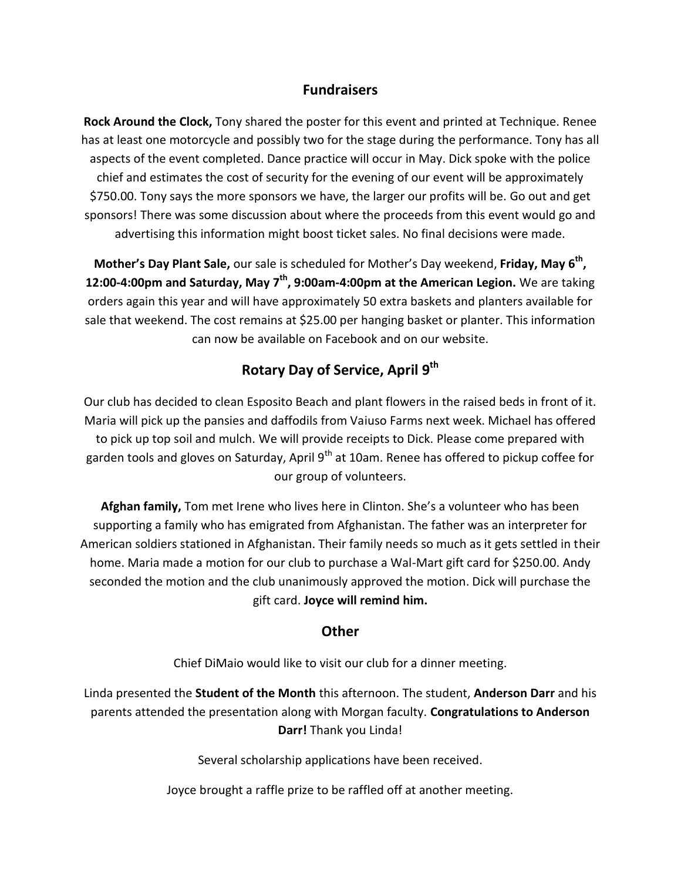## Fundraisers

**Rock Around the Clock,** Tony shared the poster for this event and printed at Technique. Renee has at least one motorcycle and possibly two for the stage during the performance. Tony has all aspects of the event completed. Dance practice will occur in May. Dick spoke with the police chief and estimates the cost of security for the evening of our event will be approximately $750.00. Tony says the more sponsors we have, the larger our profits will be. Go out and get sponsors! There was some discussion about where the proceeds from this event would go and advertising this information might boost ticket sales. No final decisions were made.

**Mother's Day Plant Sale,** our sale is scheduled for Mother's Day weekend, **Friday, May 6th, 12:00-4:00pm and Saturday, May 7th, 9:00am-4:00pm at the American Legion.** We are taking orders again this year and will have approximately 50 extra baskets and planters available for sale that weekend. The cost remains at $25.00 per hanging basket or planter. This information can now be available on Facebook and on our website.

## Rotary Day of Service, April 9th

Our club has decided to clean Esposito Beach and plant flowers in the raised beds in front of it. Maria will pick up the pansies and daffodils from Vaiuso Farms next week. Michael has offered to pick up top soil and mulch. We will provide receipts to Dick. Please come prepared with garden tools and gloves on Saturday, April 9th at 10am. Renee has offered to pickup coffee for our group of volunteers.

**Afghan family,** Tom met Irene who lives here in Clinton. She's a volunteer who has been supporting a family who has emigrated from Afghanistan. The father was an interpreter for American soldiers stationed in Afghanistan. Their family needs so much as it gets settled in their home. Maria made a motion for our club to purchase a Wal-Mart gift card for $250.00. Andy seconded the motion and the club unanimously approved the motion. Dick will purchase the gift card. **Joyce will remind him.**

## Other

Chief DiMaio would like to visit our club for a dinner meeting.

Linda presented the **Student of the Month** this afternoon. The student, **Anderson Darr** and his parents attended the presentation along with Morgan faculty. **Congratulations to Anderson Darr!** Thank you Linda!

Several scholarship applications have been received.

Joyce brought a raffle prize to be raffled off at another meeting.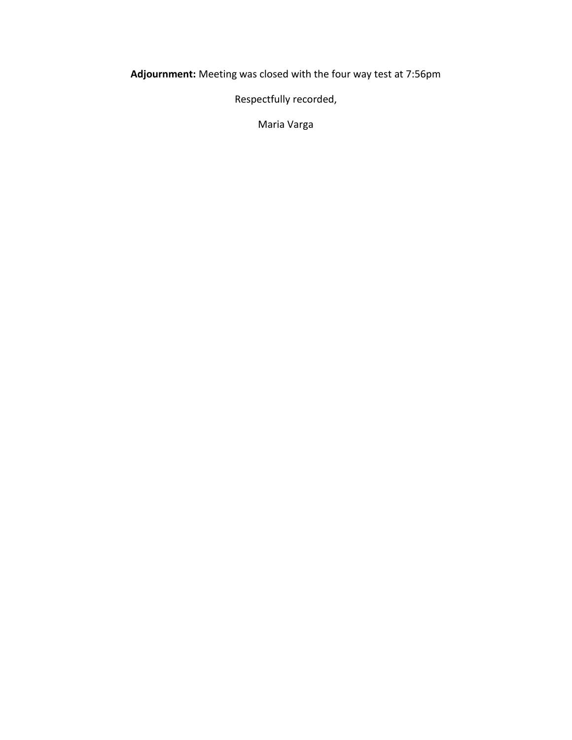**Adjournment:** Meeting was closed with the four way test at 7:56pm

Respectfully recorded,

Maria Varga